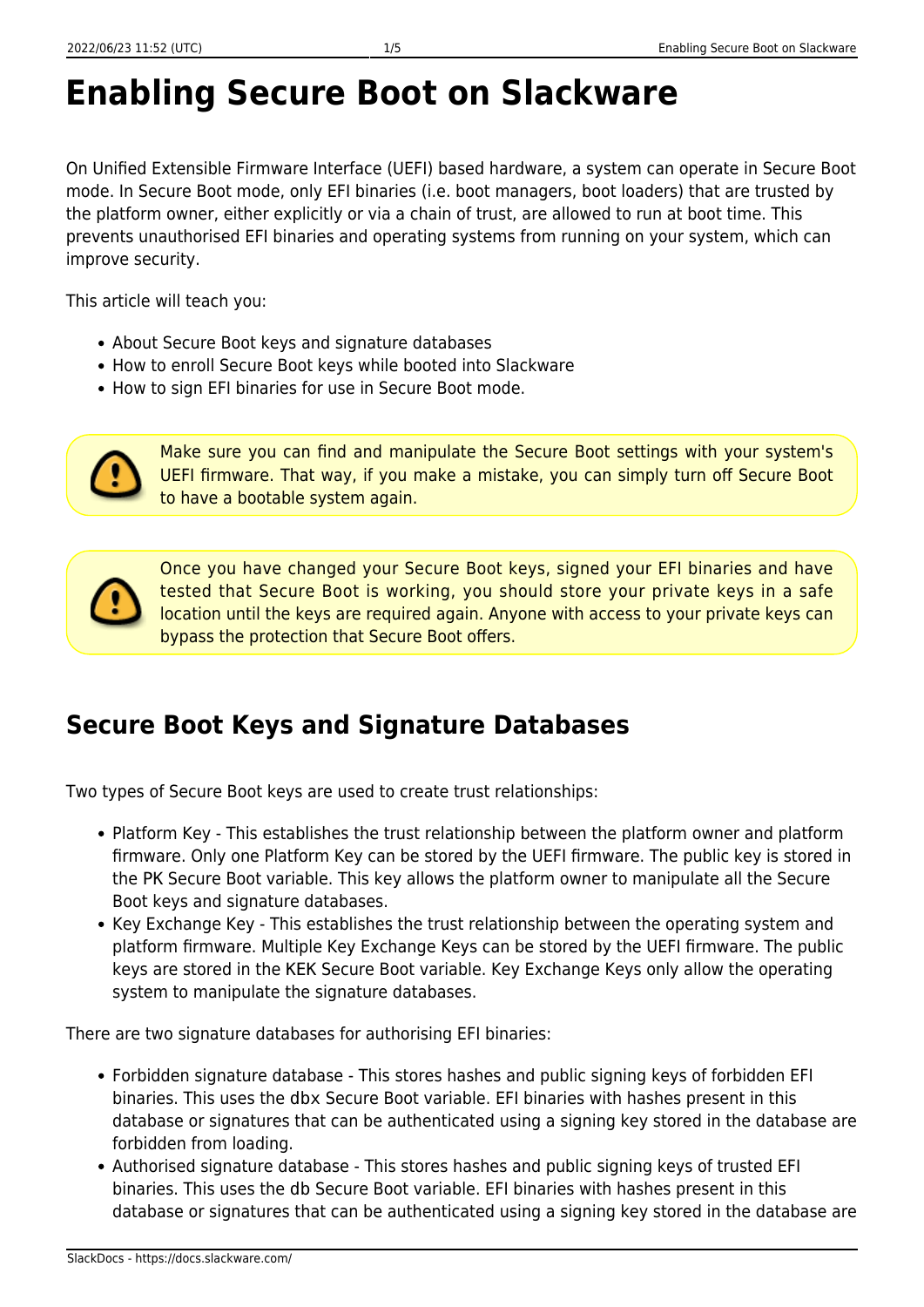# Enabling Secure Boot on Slackware

On Unified Extensible Firmware Interface (UEFI) based hardware, a system can operate in Secure Boot mode. In Secure Boot mode, only EFI binaries (i.e. boot managers, boot loaders) that are trusted by the platform owner, either explicitly or via a chain of trust, are allowed to run at boot time. This prevents unauthorised EFI binaries and operating systems from running on your system, which can improve security.

This article will teach you:

- About Secure Boot keys and signature databases
- How to enroll Secure Boot keys while booted into Slackware
- How to sign EFI binaries for use in Secure Boot mode.

> Make sure you can find and manipulate the Secure Boot settings with your system's UEFI firmware. That way, if you make a mistake, you can simply turn off Secure Boot to have a bootable system again.

> Once you have changed your Secure Boot keys, signed your EFI binaries and have tested that Secure Boot is working, you should store your private keys in a safe location until the keys are required again. Anyone with access to your private keys can bypass the protection that Secure Boot offers.

## Secure Boot Keys and Signature Databases

Two types of Secure Boot keys are used to create trust relationships:

- Platform Key - This establishes the trust relationship between the platform owner and platform firmware. Only one Platform Key can be stored by the UEFI firmware. The public key is stored in the PK Secure Boot variable. This key allows the platform owner to manipulate all the Secure Boot keys and signature databases.
- Key Exchange Key - This establishes the trust relationship between the operating system and platform firmware. Multiple Key Exchange Keys can be stored by the UEFI firmware. The public keys are stored in the KEK Secure Boot variable. Key Exchange Keys only allow the operating system to manipulate the signature databases.

There are two signature databases for authorising EFI binaries:

- Forbidden signature database - This stores hashes and public signing keys of forbidden EFI binaries. This uses the dbx Secure Boot variable. EFI binaries with hashes present in this database or signatures that can be authenticated using a signing key stored in the database are forbidden from loading.
- Authorised signature database - This stores hashes and public signing keys of trusted EFI binaries. This uses the db Secure Boot variable. EFI binaries with hashes present in this database or signatures that can be authenticated using a signing key stored in the database are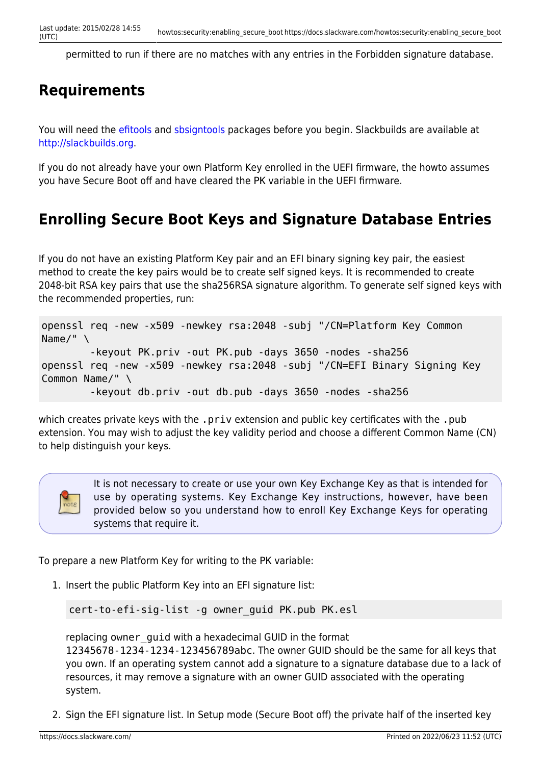permitted to run if there are no matches with any entries in the Forbidden signature database.

## Requirements

You will need the efitools and sbsigntools packages before you begin. Slackbuilds are available at http://slackbuilds.org.

If you do not already have your own Platform Key enrolled in the UEFI firmware, the howto assumes you have Secure Boot off and have cleared the PK variable in the UEFI firmware.

## Enrolling Secure Boot Keys and Signature Database Entries

If you do not have an existing Platform Key pair and an EFI binary signing key pair, the easiest method to create the key pairs would be to create self signed keys. It is recommended to create 2048-bit RSA key pairs that use the sha256RSA signature algorithm. To generate self signed keys with the recommended properties, run:

```
openssl req -new -x509 -newkey rsa:2048 -subj "/CN=Platform Key Common Name/" \
        -keyout PK.priv -out PK.pub -days 3650 -nodes -sha256
openssl req -new -x509 -newkey rsa:2048 -subj "/CN=EFI Binary Signing Key Common Name/" \
        -keyout db.priv -out db.pub -days 3650 -nodes -sha256
```

which creates private keys with the `.priv` extension and public key certificates with the `.pub` extension. You may wish to adjust the key validity period and choose a different Common Name (CN) to help distinguish your keys.

> It is not necessary to create or use your own Key Exchange Key as that is intended for use by operating systems. Key Exchange Key instructions, however, have been provided below so you understand how to enroll Key Exchange Keys for operating systems that require it.

To prepare a new Platform Key for writing to the PK variable:

1. Insert the public Platform Key into an EFI signature list:

   ```
   cert-to-efi-sig-list -g owner_guid PK.pub PK.esl
   ```

   replacing `owner_guid` with a hexadecimal GUID in the format `12345678-1234-1234-123456789abc`. The owner GUID should be the same for all keys that you own. If an operating system cannot add a signature to a signature database due to a lack of resources, it may remove a signature with an owner GUID associated with the operating system.

2. Sign the EFI signature list. In Setup mode (Secure Boot off) the private half of the inserted key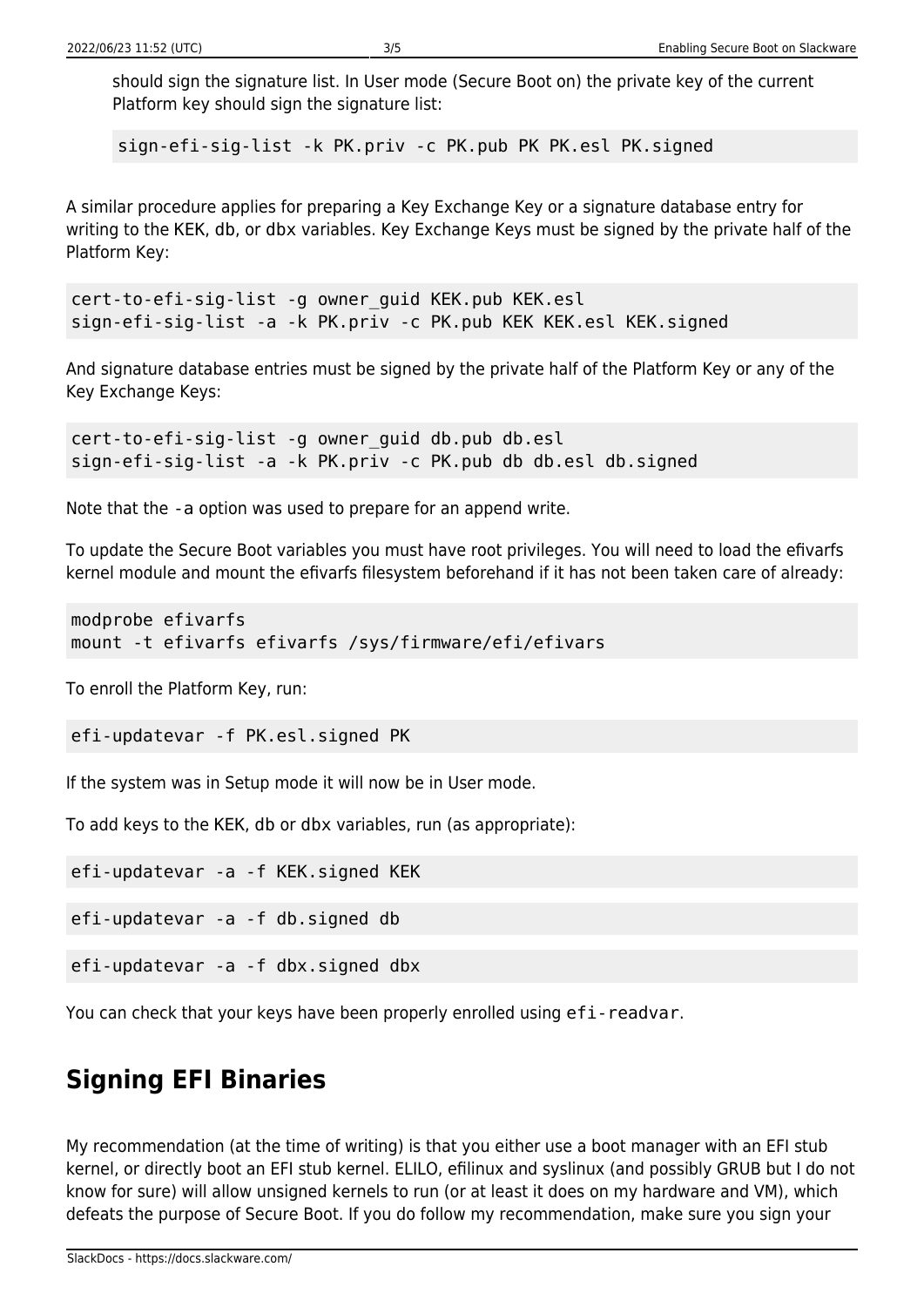should sign the signature list. In User mode (Secure Boot on) the private key of the current Platform key should sign the signature list:

```
sign-efi-sig-list -k PK.priv -c PK.pub PK PK.esl PK.signed
```

A similar procedure applies for preparing a Key Exchange Key or a signature database entry for writing to the KEK, db, or dbx variables. Key Exchange Keys must be signed by the private half of the Platform Key:

```
cert-to-efi-sig-list -g owner_guid KEK.pub KEK.esl
sign-efi-sig-list -a -k PK.priv -c PK.pub KEK KEK.esl KEK.signed
```

And signature database entries must be signed by the private half of the Platform Key or any of the Key Exchange Keys:

```
cert-to-efi-sig-list -g owner_guid db.pub db.esl
sign-efi-sig-list -a -k PK.priv -c PK.pub db db.esl db.signed
```

Note that the `-a` option was used to prepare for an append write.

To update the Secure Boot variables you must have root privileges. You will need to load the efivarfs kernel module and mount the efivarfs filesystem beforehand if it has not been taken care of already:

```
modprobe efivarfs
mount -t efivarfs efivarfs /sys/firmware/efi/efivars
```

To enroll the Platform Key, run:

```
efi-updatevar -f PK.esl.signed PK
```

If the system was in Setup mode it will now be in User mode.

To add keys to the KEK, db or dbx variables, run (as appropriate):

```
efi-updatevar -a -f KEK.signed KEK
```

```
efi-updatevar -a -f db.signed db
```

```
efi-updatevar -a -f dbx.signed dbx
```

You can check that your keys have been properly enrolled using `efi-readvar`.

## Signing EFI Binaries

My recommendation (at the time of writing) is that you either use a boot manager with an EFI stub kernel, or directly boot an EFI stub kernel. ELILO, efilinux and syslinux (and possibly GRUB but I do not know for sure) will allow unsigned kernels to run (or at least it does on my hardware and VM), which defeats the purpose of Secure Boot. If you do follow my recommendation, make sure you sign your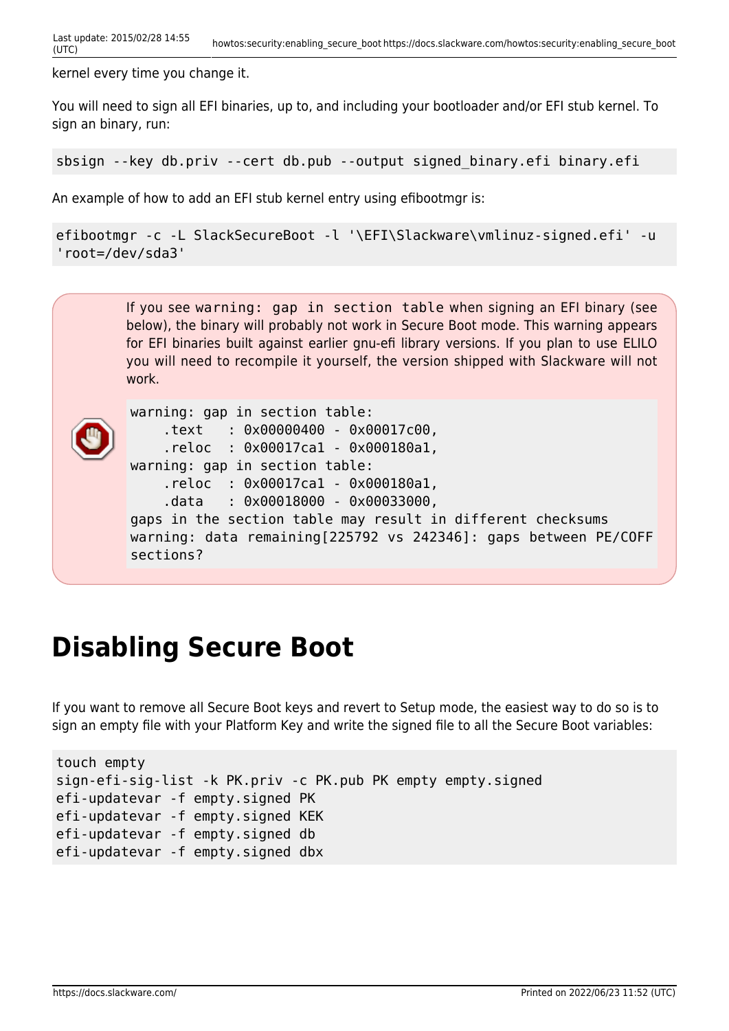kernel every time you change it.

You will need to sign all EFI binaries, up to, and including your bootloader and/or EFI stub kernel. To sign an binary, run:

```
sbsign --key db.priv --cert db.pub --output signed_binary.efi binary.efi
```

An example of how to add an EFI stub kernel entry using efibootmgr is:

```
efibootmgr -c -L SlackSecureBoot -l '\EFI\Slackware\vmlinuz-signed.efi' -u 'root=/dev/sda3'
```

If you see `warning: gap in section table` when signing an EFI binary (see below), the binary will probably not work in Secure Boot mode. This warning appears for EFI binaries built against earlier gnu-efi library versions. If you plan to use ELILO you will need to recompile it yourself, the version shipped with Slackware will not work.

```
warning: gap in section table:
    .text   : 0x00000400 - 0x00017c00,
    .reloc  : 0x00017ca1 - 0x000180a1,
warning: gap in section table:
    .reloc  : 0x00017ca1 - 0x000180a1,
    .data   : 0x00018000 - 0x00033000,
gaps in the section table may result in different checksums
warning: data remaining[225792 vs 242346]: gaps between PE/COFF sections?
```

# Disabling Secure Boot

If you want to remove all Secure Boot keys and revert to Setup mode, the easiest way to do so is to sign an empty file with your Platform Key and write the signed file to all the Secure Boot variables:

```
touch empty
sign-efi-sig-list -k PK.priv -c PK.pub PK empty empty.signed
efi-updatevar -f empty.signed PK
efi-updatevar -f empty.signed KEK
efi-updatevar -f empty.signed db
efi-updatevar -f empty.signed dbx
```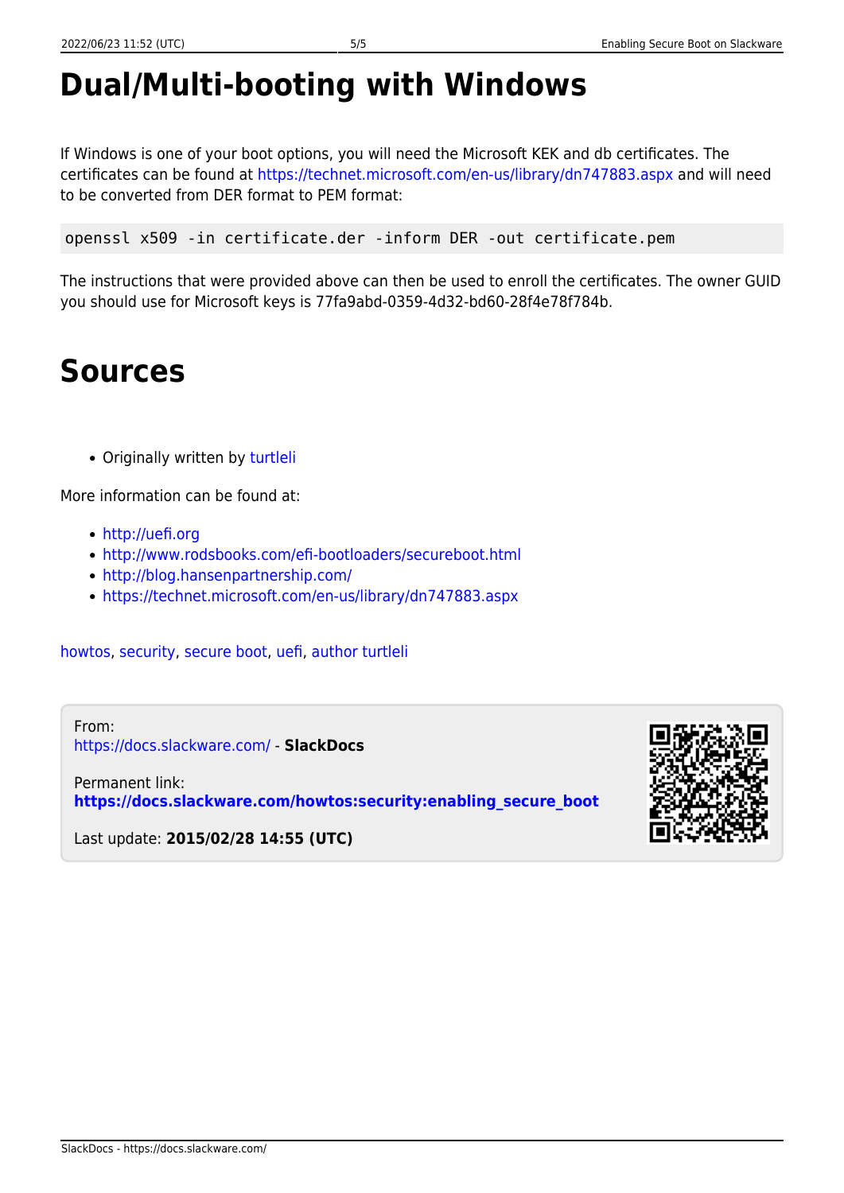# Dual/Multi-booting with Windows

If Windows is one of your boot options, you will need the Microsoft KEK and db certificates. The certificates can be found at https://technet.microsoft.com/en-us/library/dn747883.aspx and will need to be converted from DER format to PEM format:

```
openssl x509 -in certificate.der -inform DER -out certificate.pem
```

The instructions that were provided above can then be used to enroll the certificates. The owner GUID you should use for Microsoft keys is 77fa9abd-0359-4d32-bd60-28f4e78f784b.

# Sources

- Originally written by turtleli

More information can be found at:

- http://uefi.org
- http://www.rodsbooks.com/efi-bootloaders/secureboot.html
- http://blog.hansenpartnership.com/
- https://technet.microsoft.com/en-us/library/dn747883.aspx

howtos, security, secure boot, uefi, author turtleli

From:
https://docs.slackware.com/ - **SlackDocs**

Permanent link:
**https://docs.slackware.com/howtos:security:enabling_secure_boot**

Last update: **2015/02/28 14:55 (UTC)**